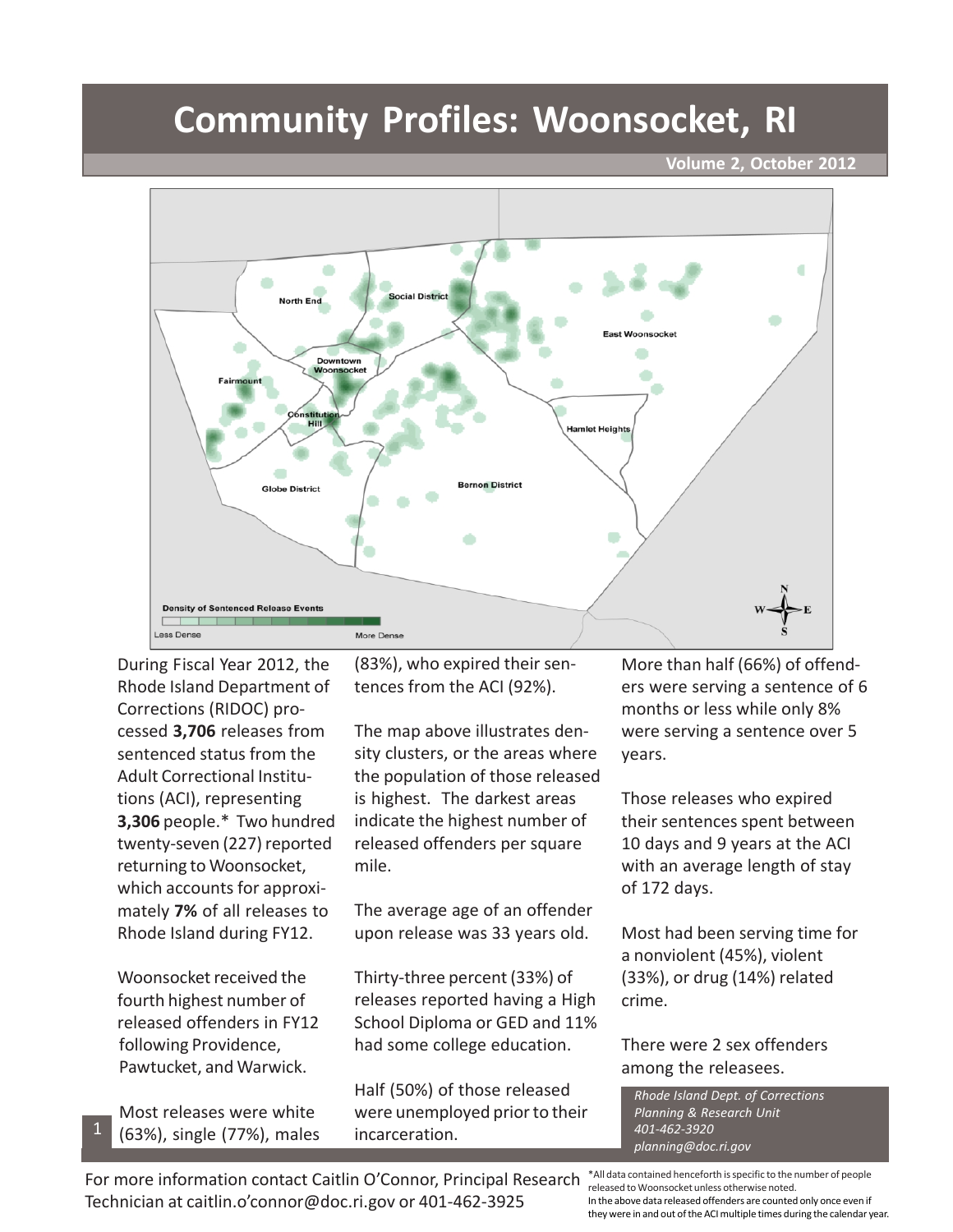# Community Profiles: Woonsocket, RI

**Volume 2, October 2012**

During Fiscal Year 2012, the Rhode Island Department of Corrections (RIDOC) processed **3,706** releases from sentenced status from the Adult Correctional Institutions (ACI), representing **3,306** people.* Two hundred twenty-seven (227) reported returning to Woonsocket, which accounts for approximately **7%** of all releases to Rhode Island during FY12.

Woonsocket received the fourth highest number of released offenders in FY12 following Providence, Pawtucket, and Warwick.

Most releases were white (63%), single (77%), males (83%), who expired their sentences from the ACI (92%).

The map above illustrates density clusters, or the areas where the population of those released is highest. The darkest areas indicate the highest number of released offenders per square mile.

The average age of an offender upon release was 33 years old.

Thirty-three percent (33%) of releases reported having a High School Diploma or GED and 11% had some college education.

Half (50%) of those released were unemployed prior to their incarceration.

More than half (66%) of offenders were serving a sentence of 6 months or less while only 8% were serving a sentence over 5 years.

Those releases who expired their sentences spent between 10 days and 9 years at the ACI with an average length of stay of 172 days.

Most had been serving time for a nonviolent (45%), violent (33%), or drug (14%) related crime.

There were 2 sex offenders among the releasees.

*Rhode Island Dept. of Corrections*
*Planning & Research Unit*
*401-462-3920*
*planning@doc.ri.gov*

For more information contact Caitlin O'Connor, Principal Research Technician at caitlin.o'connor@doc.ri.gov or 401-462-3925

*All data contained henceforth is specific to the number of people released to Woonsocket unless otherwise noted.
In the above data released offenders are counted only once even if they were in and out of the ACI multiple times during the calendar year.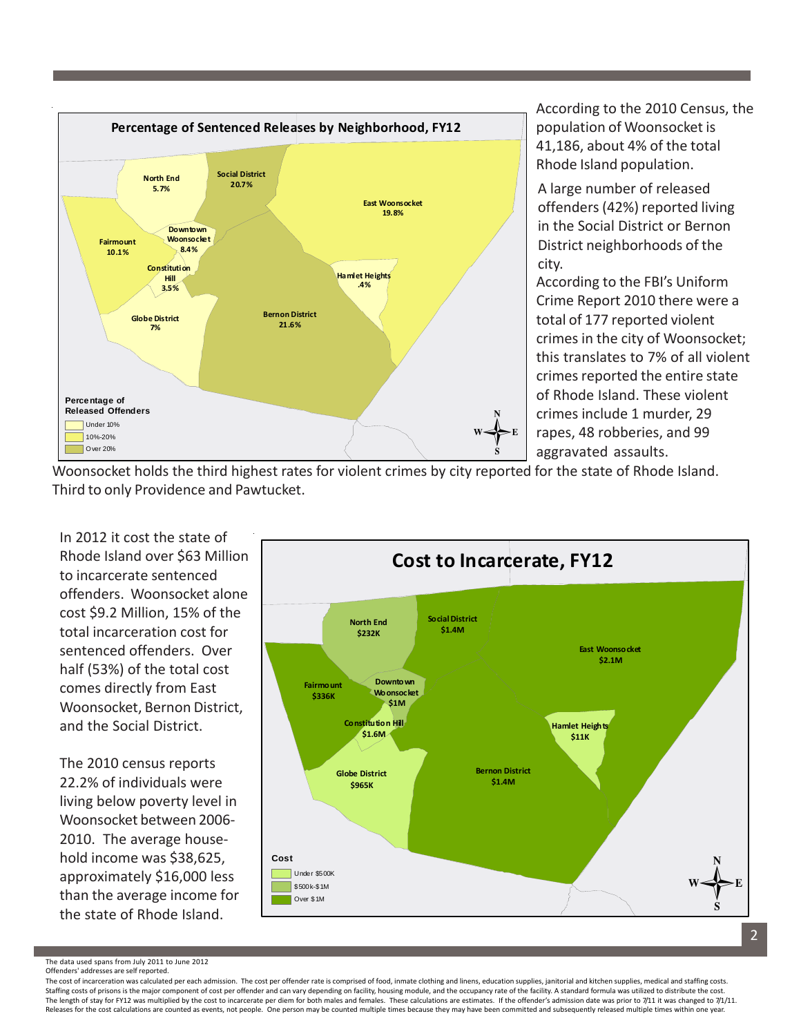**Percentage of Sentenced Releases by Neighborhood, FY12**

| Neighborhood | Percentage |
| --- | --- |
| North End | 5.7% |
| Social District | 20.7% |
| East Woonsocket | 19.8% |
| Fairmount | 10.1% |
| Downtown Woonsocket | 8.4% |
| Constitution Hill | 3.5% |
| Hamlet Heights | .4% |
| Globe District | 7% |
| Bernon District | 21.6% |

Percentage of Released Offenders: Under 10%; 10%-20%; Over 20%

According to the 2010 Census, the population of Woonsocket is 41,186, about 4% of the total Rhode Island population.

A large number of released offenders (42%) reported living in the Social District or Bernon District neighborhoods of the city.

According to the FBI's Uniform Crime Report 2010 there were a total of 177 reported violent crimes in the city of Woonsocket; this translates to 7% of all violent crimes reported the entire state of Rhode Island. These violent crimes include 1 murder, 29 rapes, 48 robberies, and 99 aggravated assaults. Woonsocket holds the third highest rates for violent crimes by city reported for the state of Rhode Island. Third to only Providence and Pawtucket.

In 2012 it cost the state of Rhode Island over $63 Million to incarcerate sentenced offenders. Woonsocket alone cost $9.2 Million, 15% of the total incarceration cost for sentenced offenders. Over half (53%) of the total cost comes directly from East Woonsocket, Bernon District, and the Social District.

The 2010 census reports 22.2% of individuals were living below poverty level in Woonsocket between 2006-2010. The average household income was $38,625, approximately $16,000 less than the average income for the state of Rhode Island.

**Cost to Incarcerate, FY12**

| Neighborhood | Cost |
| --- | --- |
| North End | $232K |
| Social District | $1.4M |
| East Woonsocket | $2.1M |
| Fairmount | $336K |
| Downtown Woonsocket | $1M |
| Constitution Hill | $1.6M |
| Hamlet Heights | $11K |
| Globe District | $965K |
| Bernon District | $1.4M |

Cost: Under $500K; $500k-$1M; Over $1M

The data used spans from July 2011 to June 2012
Offenders' addresses are self reported.
The cost of incarceration was calculated per each admission. The cost per offender rate is comprised of food, inmate clothing and linens, education supplies, janitorial and kitchen supplies, medical and staffing costs. Staffing costs of prisons is the major component of cost per offender and can vary depending on facility, housing module, and the occupancy rate of the facility. A standard formula was utilized to distribute the cost. The length of stay for FY12 was multiplied by the cost to incarcerate per diem for both males and females. These calculations are estimates. If the offender's admission date was prior to 7/11 it was changed to 7/1/11. Releases for the cost calculations are counted as events, not people. One person may be counted multiple times because they may have been committed and subsequently released multiple times within one year.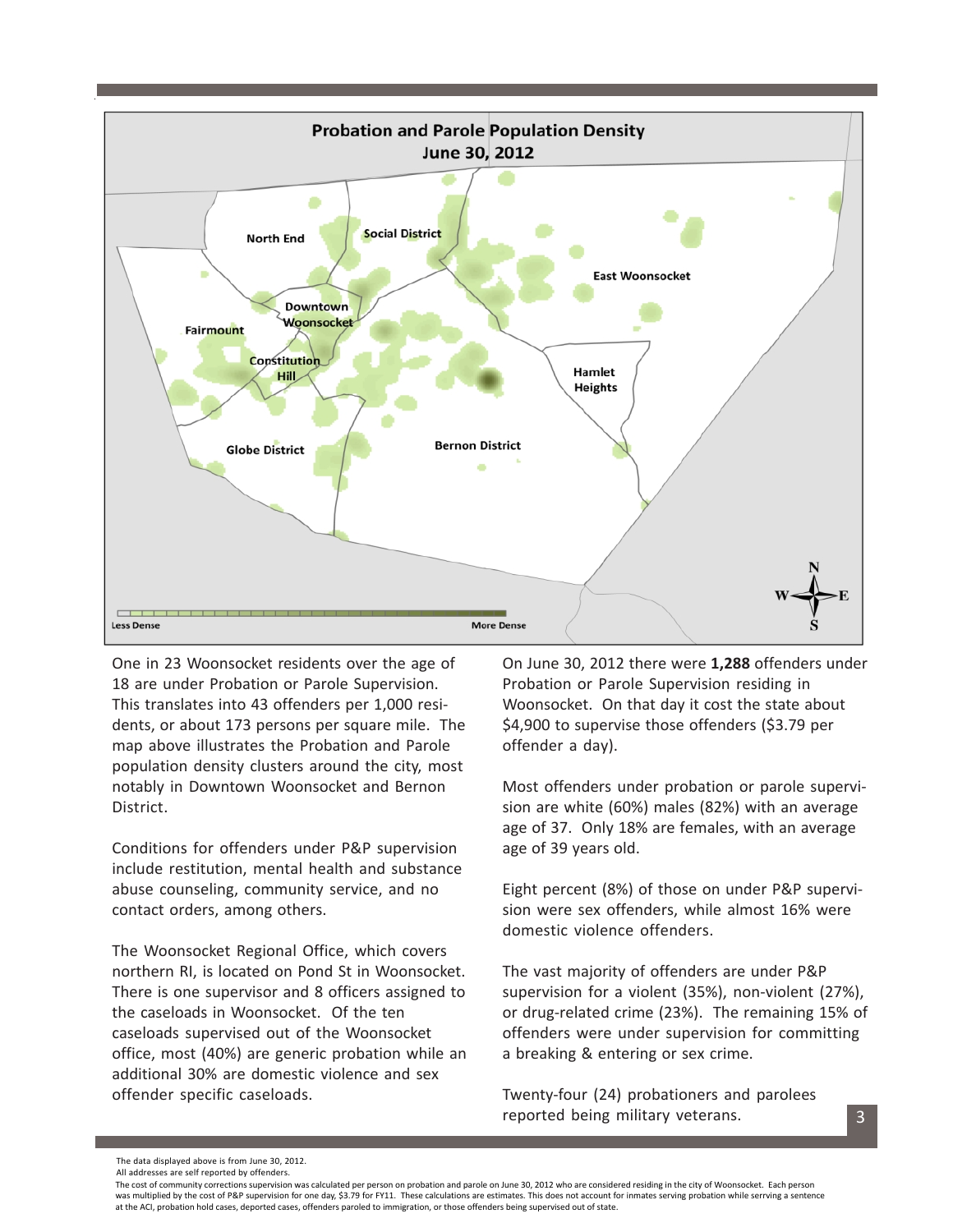**Probation and Parole Population Density**
**June 30, 2012**

North End
Social District
East Woonsocket
Downtown Woonsocket
Fairmount
Constitution Hill
Hamlet Heights
Globe District
Bernon District

Less Dense
More Dense

N
W
E
S

One in 23 Woonsocket residents over the age of 18 are under Probation or Parole Supervision. This translates into 43 offenders per 1,000 residents, or about 173 persons per square mile. The map above illustrates the Probation and Parole population density clusters around the city, most notably in Downtown Woonsocket and Bernon District.

Conditions for offenders under P&P supervision include restitution, mental health and substance abuse counseling, community service, and no contact orders, among others.

The Woonsocket Regional Office, which covers northern RI, is located on Pond St in Woonsocket. There is one supervisor and 8 officers assigned to the caseloads in Woonsocket. Of the ten caseloads supervised out of the Woonsocket office, most (40%) are generic probation while an additional 30% are domestic violence and sex offender specific caseloads.

On June 30, 2012 there were **1,288** offenders under Probation or Parole Supervision residing in Woonsocket. On that day it cost the state about $4,900 to supervise those offenders ($3.79 per offender a day).

Most offenders under probation or parole supervision are white (60%) males (82%) with an average age of 37. Only 18% are females, with an average age of 39 years old.

Eight percent (8%) of those on under P&P supervision were sex offenders, while almost 16% were domestic violence offenders.

The vast majority of offenders are under P&P supervision for a violent (35%), non-violent (27%), or drug-related crime (23%). The remaining 15% of offenders were under supervision for committing a breaking & entering or sex crime.

Twenty-four (24) probationers and parolees reported being military veterans.

The data displayed above is from June 30, 2012.
All addresses are self reported by offenders.
The cost of community corrections supervision was calculated per person on probation and parole on June 30, 2012 who are considered residing in the city of Woonsocket. Each person was multiplied by the cost of P&P supervision for one day, $3.79 for FY11. These calculations are estimates. This does not account for inmates serving probation while serving a sentence at the ACI, probation hold cases, deported cases, offenders paroled to immigration, or those offenders being supervised out of state.